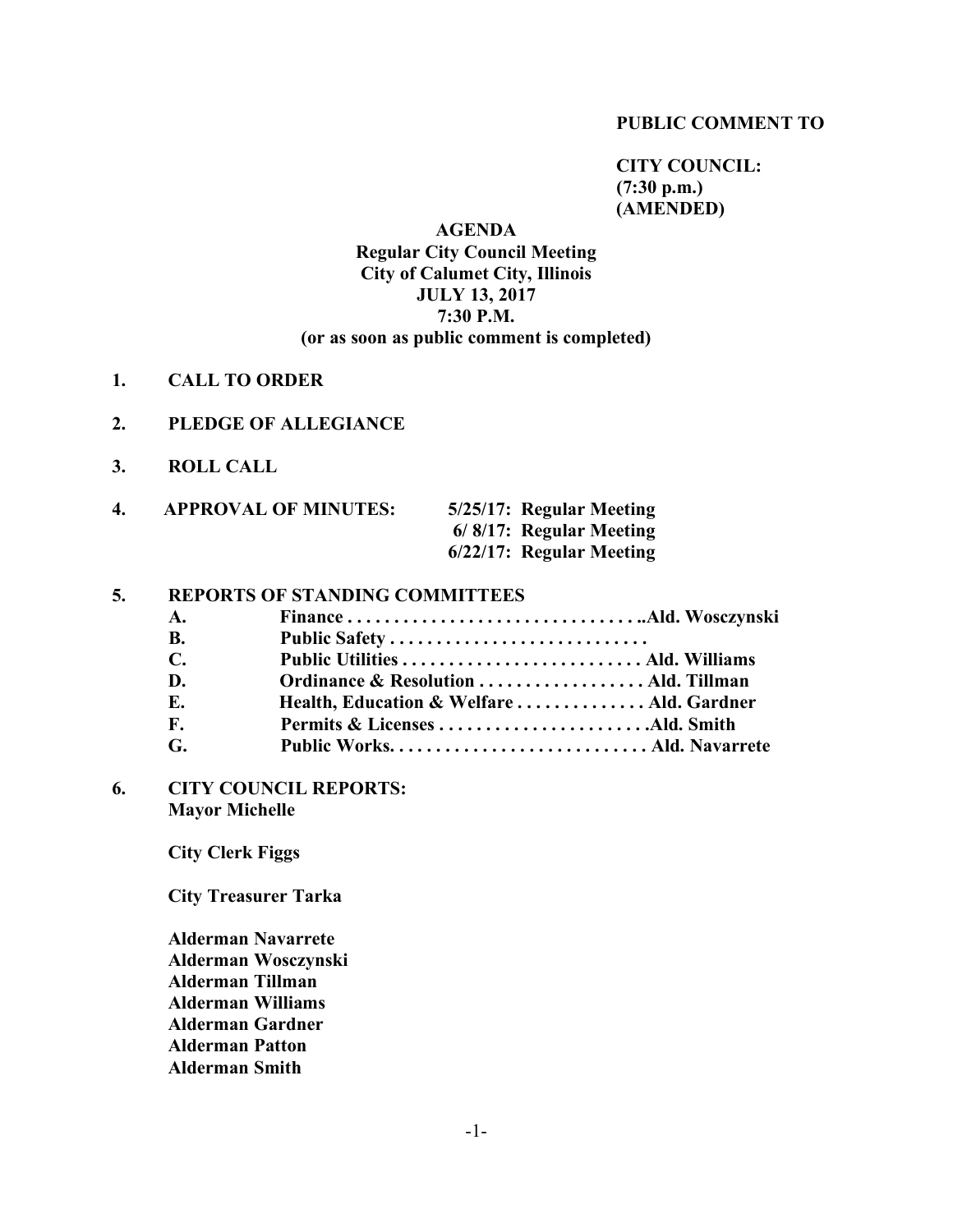**PUBLIC COMMENT TO**

**CITY COUNCIL:**
**(7:30 p.m.)**
**(AMENDED)**

# AGENDA
## Regular City Council Meeting
## City of Calumet City, Illinois
## JULY 13, 2017
## 7:30 P.M.
**(or as soon as public comment is completed)**

1. **CALL TO ORDER**

2. **PLEDGE OF ALLEGIANCE**

3. **ROLL CALL**

4. **APPROVAL OF MINUTES:**
   - 5/25/17: Regular Meeting
   - 6/ 8/17: Regular Meeting
   - 6/22/17: Regular Meeting

5. **REPORTS OF STANDING COMMITTEES**
   - **A.** Finance . . . . . . . . . . . . . . . . . . . . . . . . . . . . . . . ..Ald. Wosczynski
   - **B.** Public Safety . . . . . . . . . . . . . . . . . . . . . . . . . . .
   - **C.** Public Utilities . . . . . . . . . . . . . . . . . . . . . . . . . Ald. Williams
   - **D.** Ordinance & Resolution . . . . . . . . . . . . . . . . . Ald. Tillman
   - **E.** Health, Education & Welfare . . . . . . . . . . . . . Ald. Gardner
   - **F.** Permits & Licenses . . . . . . . . . . . . . . . . . . . . . .Ald. Smith
   - **G.** Public Works. . . . . . . . . . . . . . . . . . . . . . . . . . . Ald. Navarrete

6. **CITY COUNCIL REPORTS:**

   **Mayor Michelle**

   **City Clerk Figgs**

   **City Treasurer Tarka**

   **Alderman Navarrete**
   **Alderman Wosczynski**
   **Alderman Tillman**
   **Alderman Williams**
   **Alderman Gardner**
   **Alderman Patton**
   **Alderman Smith**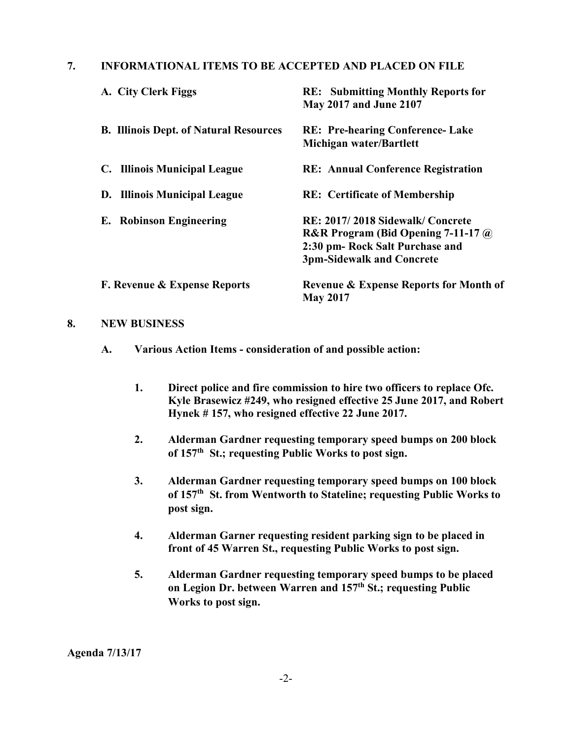## 7. INFORMATIONAL ITEMS TO BE ACCEPTED AND PLACED ON FILE

| | |
|---|---|
| **A. City Clerk Figgs** | **RE: Submitting Monthly Reports for May 2017 and June 2107** |
| **B. Illinois Dept. of Natural Resources** | **RE: Pre-hearing Conference- Lake Michigan water/Bartlett** |
| **C. Illinois Municipal League** | **RE: Annual Conference Registration** |
| **D. Illinois Municipal League** | **RE: Certificate of Membership** |
| **E. Robinson Engineering** | **RE: 2017/ 2018 Sidewalk/ Concrete R&R Program (Bid Opening 7-11-17 @ 2:30 pm- Rock Salt Purchase and 3pm-Sidewalk and Concrete** |
| **F. Revenue & Expense Reports** | **Revenue & Expense Reports for Month of May 2017** |

## 8. NEW BUSINESS

**A. Various Action Items - consideration of and possible action:**

1. **Direct police and fire commission to hire two officers to replace Ofc. Kyle Brasewicz #249, who resigned effective 25 June 2017, and Robert Hynek # 157, who resigned effective 22 June 2017.**
2. **Alderman Gardner requesting temporary speed bumps on 200 block of 157th St.; requesting Public Works to post sign.**
3. **Alderman Gardner requesting temporary speed bumps on 100 block of 157th St. from Wentworth to Stateline; requesting Public Works to post sign.**
4. **Alderman Garner requesting resident parking sign to be placed in front of 45 Warren St., requesting Public Works to post sign.**
5. **Alderman Gardner requesting temporary speed bumps to be placed on Legion Dr. between Warren and 157th St.; requesting Public Works to post sign.**

**Agenda 7/13/17**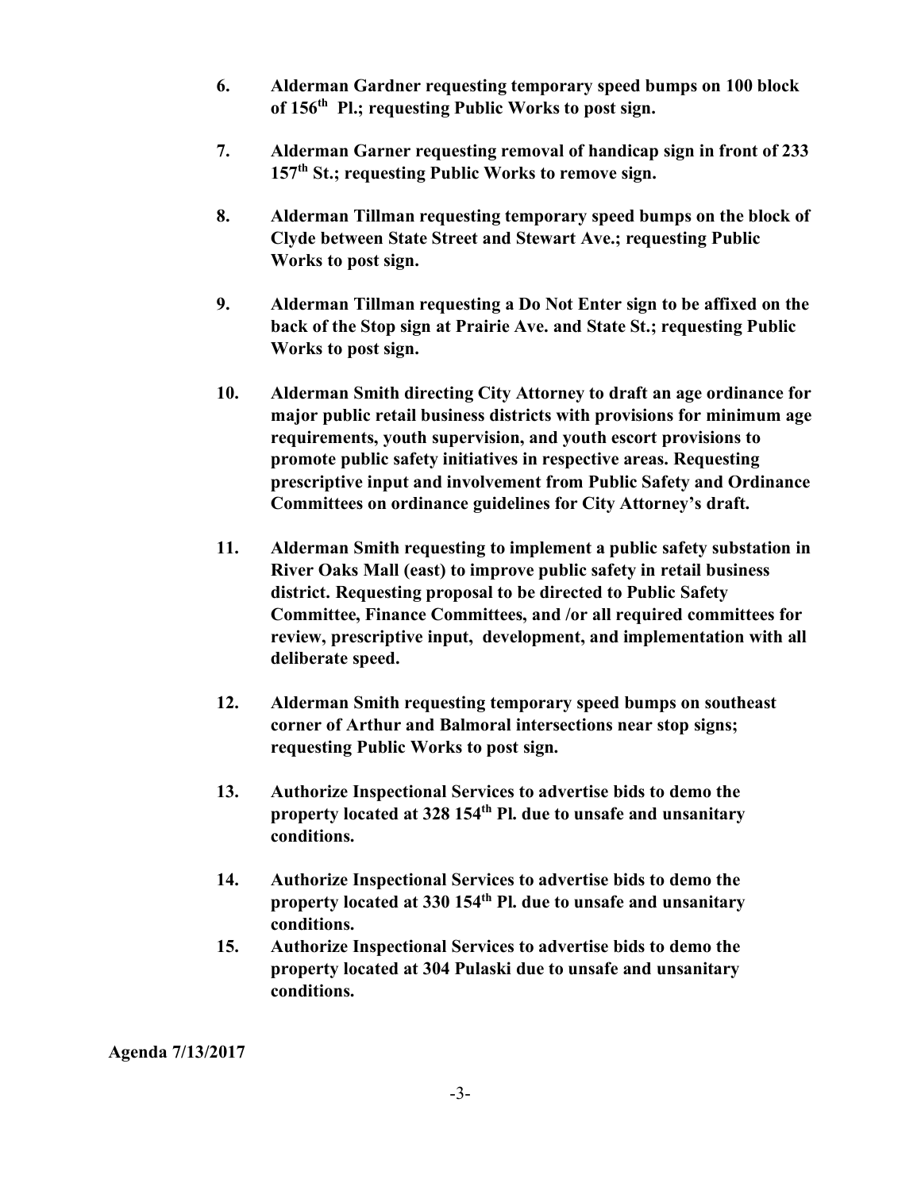**6. Alderman Gardner requesting temporary speed bumps on 100 block of 156th Pl.; requesting Public Works to post sign.**

**7. Alderman Garner requesting removal of handicap sign in front of 233 157th St.; requesting Public Works to remove sign.**

**8. Alderman Tillman requesting temporary speed bumps on the block of Clyde between State Street and Stewart Ave.; requesting Public Works to post sign.**

**9. Alderman Tillman requesting a Do Not Enter sign to be affixed on the back of the Stop sign at Prairie Ave. and State St.; requesting Public Works to post sign.**

**10. Alderman Smith directing City Attorney to draft an age ordinance for major public retail business districts with provisions for minimum age requirements, youth supervision, and youth escort provisions to promote public safety initiatives in respective areas. Requesting prescriptive input and involvement from Public Safety and Ordinance Committees on ordinance guidelines for City Attorney's draft.**

**11. Alderman Smith requesting to implement a public safety substation in River Oaks Mall (east) to improve public safety in retail business district. Requesting proposal to be directed to Public Safety Committee, Finance Committees, and /or all required committees for review, prescriptive input, development, and implementation with all deliberate speed.**

**12. Alderman Smith requesting temporary speed bumps on southeast corner of Arthur and Balmoral intersections near stop signs; requesting Public Works to post sign.**

**13. Authorize Inspectional Services to advertise bids to demo the property located at 328 154th Pl. due to unsafe and unsanitary conditions.**

**14. Authorize Inspectional Services to advertise bids to demo the property located at 330 154th Pl. due to unsafe and unsanitary conditions.**

**15. Authorize Inspectional Services to advertise bids to demo the property located at 304 Pulaski due to unsafe and unsanitary conditions.**

**Agenda 7/13/2017**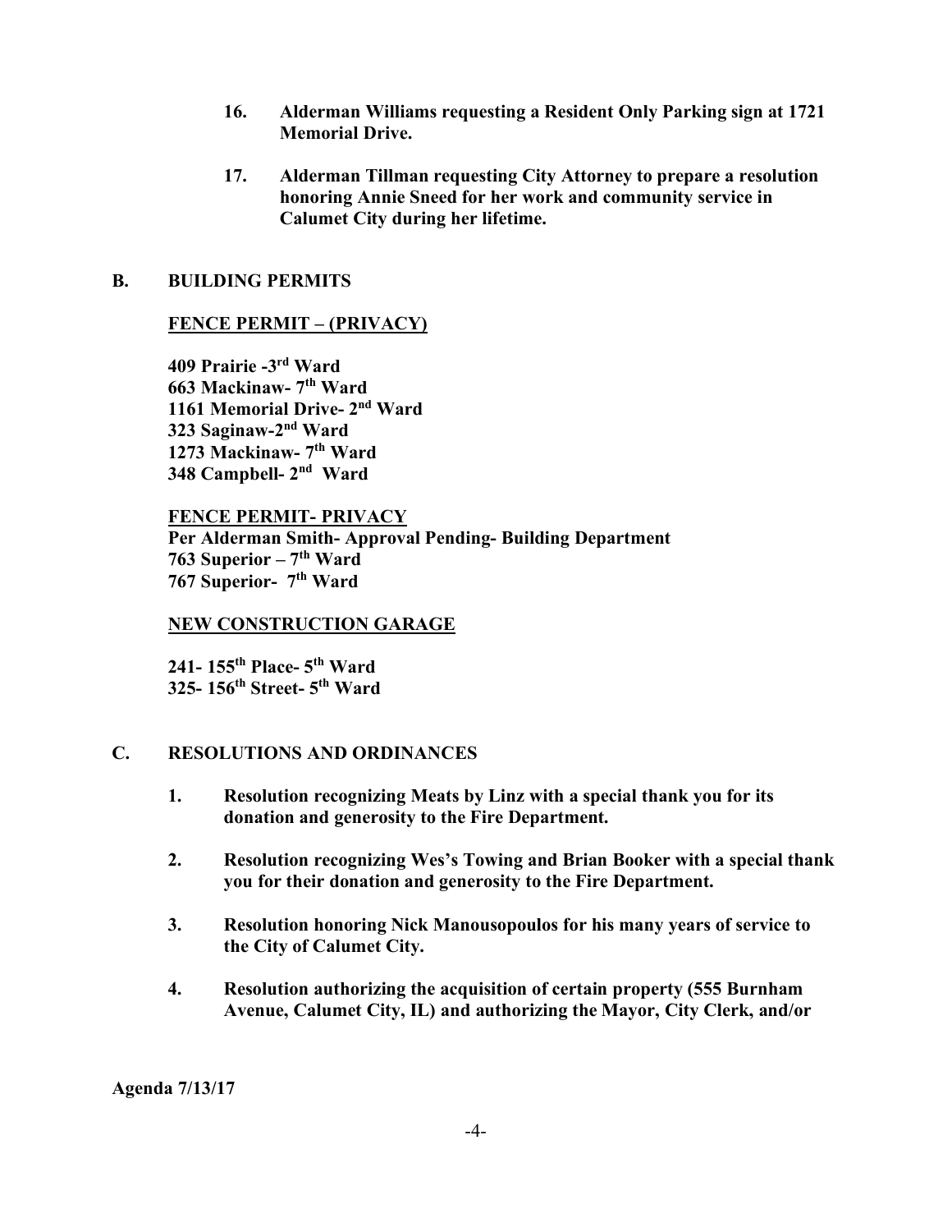16. **Alderman Williams requesting a Resident Only Parking sign at 1721 Memorial Drive.**

17. **Alderman Tillman requesting City Attorney to prepare a resolution honoring Annie Sneed for her work and community service in Calumet City during her lifetime.**

## B. BUILDING PERMITS

**FENCE PERMIT – (PRIVACY)**

**409 Prairie -3rd Ward**
**663 Mackinaw- 7th Ward**
**1161 Memorial Drive- 2nd Ward**
**323 Saginaw-2nd Ward**
**1273 Mackinaw- 7th Ward**
**348 Campbell- 2nd Ward**

**FENCE PERMIT- PRIVACY**
**Per Alderman Smith- Approval Pending- Building Department**
**763 Superior – 7th Ward**
**767 Superior- 7th Ward**

**NEW CONSTRUCTION GARAGE**

**241- 155th Place- 5th Ward**
**325- 156th Street- 5th Ward**

## C. RESOLUTIONS AND ORDINANCES

1. **Resolution recognizing Meats by Linz with a special thank you for its donation and generosity to the Fire Department.**

2. **Resolution recognizing Wes's Towing and Brian Booker with a special thank you for their donation and generosity to the Fire Department.**

3. **Resolution honoring Nick Manousopoulos for his many years of service to the City of Calumet City.**

4. **Resolution authorizing the acquisition of certain property (555 Burnham Avenue, Calumet City, IL) and authorizing the Mayor, City Clerk, and/or**

**Agenda 7/13/17**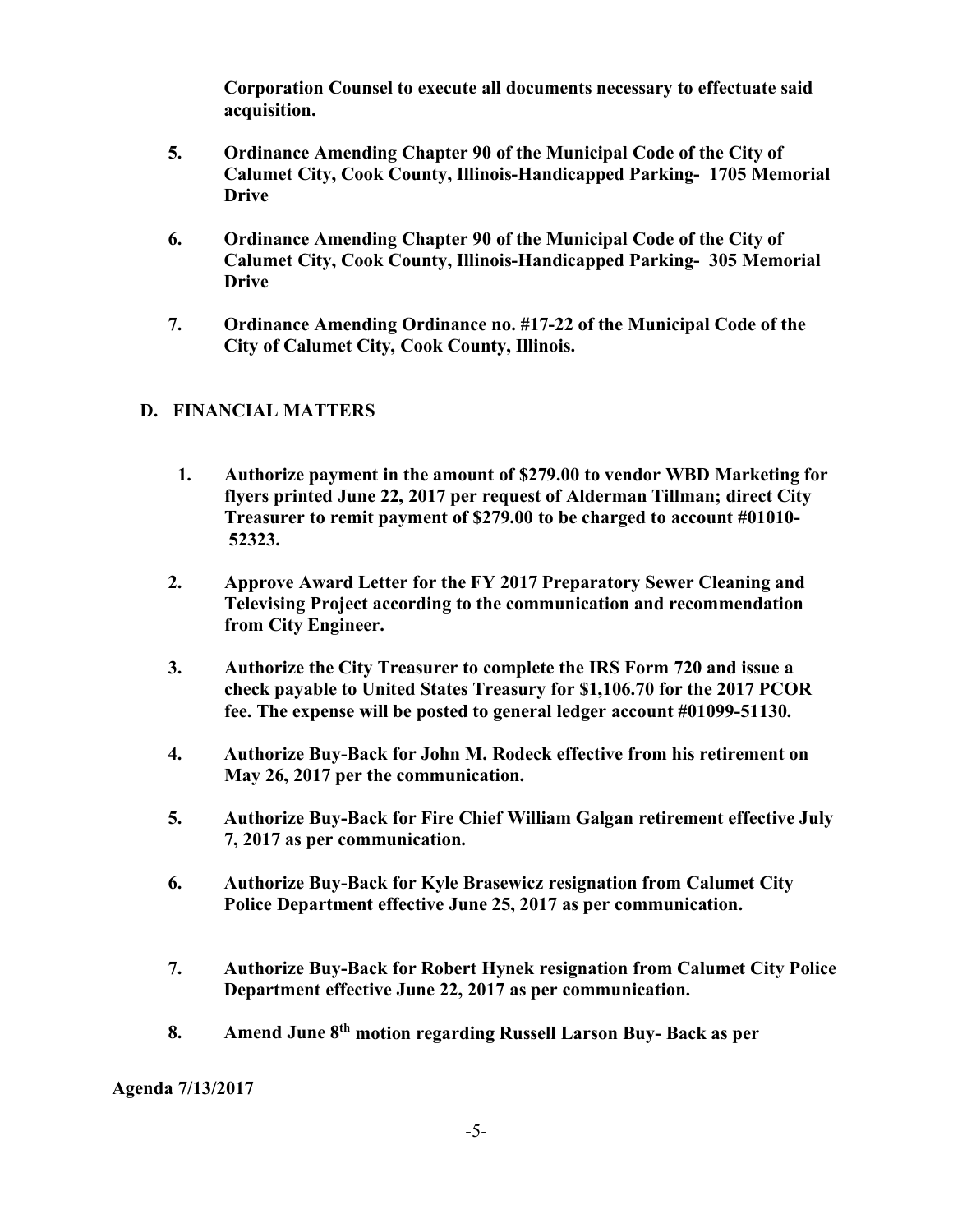**Corporation Counsel to execute all documents necessary to effectuate said acquisition.**

5. **Ordinance Amending Chapter 90 of the Municipal Code of the City of Calumet City, Cook County, Illinois-Handicapped Parking- 1705 Memorial Drive**

6. **Ordinance Amending Chapter 90 of the Municipal Code of the City of Calumet City, Cook County, Illinois-Handicapped Parking- 305 Memorial Drive**

7. **Ordinance Amending Ordinance no. #17-22 of the Municipal Code of the City of Calumet City, Cook County, Illinois.**

## D. FINANCIAL MATTERS

1. **Authorize payment in the amount of $279.00 to vendor WBD Marketing for flyers printed June 22, 2017 per request of Alderman Tillman; direct City Treasurer to remit payment of $279.00 to be charged to account #01010-52323.**

2. **Approve Award Letter for the FY 2017 Preparatory Sewer Cleaning and Televising Project according to the communication and recommendation from City Engineer.**

3. **Authorize the City Treasurer to complete the IRS Form 720 and issue a check payable to United States Treasury for $1,106.70 for the 2017 PCOR fee. The expense will be posted to general ledger account #01099-51130.**

4. **Authorize Buy-Back for John M. Rodeck effective from his retirement on May 26, 2017 per the communication.**

5. **Authorize Buy-Back for Fire Chief William Galgan retirement effective July 7, 2017 as per communication.**

6. **Authorize Buy-Back for Kyle Brasewicz resignation from Calumet City Police Department effective June 25, 2017 as per communication.**

7. **Authorize Buy-Back for Robert Hynek resignation from Calumet City Police Department effective June 22, 2017 as per communication.**

8. **Amend June 8th motion regarding Russell Larson Buy- Back as per**

**Agenda 7/13/2017**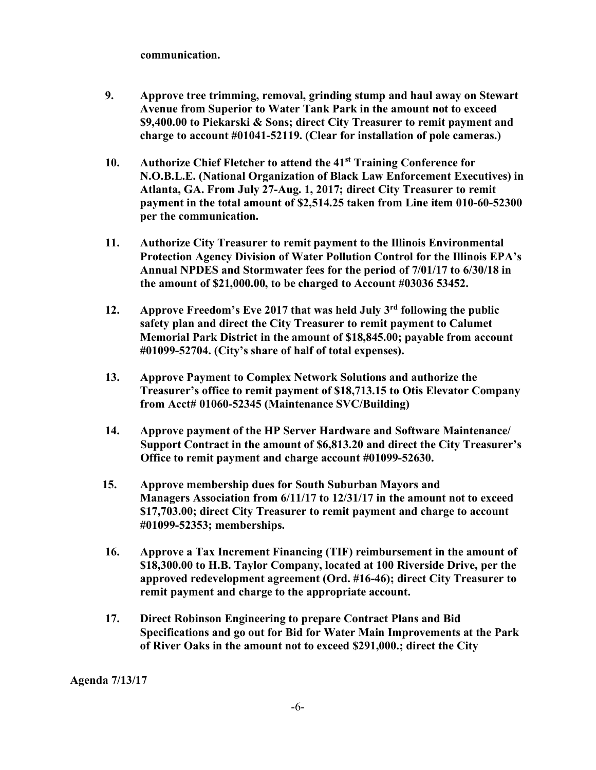**communication.**

9. **Approve tree trimming, removal, grinding stump and haul away on Stewart Avenue from Superior to Water Tank Park in the amount not to exceed \$9,400.00 to Piekarski & Sons; direct City Treasurer to remit payment and charge to account #01041-52119. (Clear for installation of pole cameras.)**

10. **Authorize Chief Fletcher to attend the 41st Training Conference for N.O.B.L.E. (National Organization of Black Law Enforcement Executives) in Atlanta, GA. From July 27-Aug. 1, 2017; direct City Treasurer to remit payment in the total amount of \$2,514.25 taken from Line item 010-60-52300 per the communication.**

11. **Authorize City Treasurer to remit payment to the Illinois Environmental Protection Agency Division of Water Pollution Control for the Illinois EPA's Annual NPDES and Stormwater fees for the period of 7/01/17 to 6/30/18 in the amount of \$21,000.00, to be charged to Account #03036 53452.**

12. **Approve Freedom's Eve 2017 that was held July 3rd following the public safety plan and direct the City Treasurer to remit payment to Calumet Memorial Park District in the amount of \$18,845.00; payable from account #01099-52704. (City's share of half of total expenses).**

13. **Approve Payment to Complex Network Solutions and authorize the Treasurer's office to remit payment of \$18,713.15 to Otis Elevator Company from Acct# 01060-52345 (Maintenance SVC/Building)**

14. **Approve payment of the HP Server Hardware and Software Maintenance/ Support Contract in the amount of \$6,813.20 and direct the City Treasurer's Office to remit payment and charge account #01099-52630.**

15. **Approve membership dues for South Suburban Mayors and Managers Association from 6/11/17 to 12/31/17 in the amount not to exceed \$17,703.00; direct City Treasurer to remit payment and charge to account #01099-52353; memberships.**

16. **Approve a Tax Increment Financing (TIF) reimbursement in the amount of \$18,300.00 to H.B. Taylor Company, located at 100 Riverside Drive, per the approved redevelopment agreement (Ord. #16-46); direct City Treasurer to remit payment and charge to the appropriate account.**

17. **Direct Robinson Engineering to prepare Contract Plans and Bid Specifications and go out for Bid for Water Main Improvements at the Park of River Oaks in the amount not to exceed \$291,000.; direct the City**

**Agenda 7/13/17**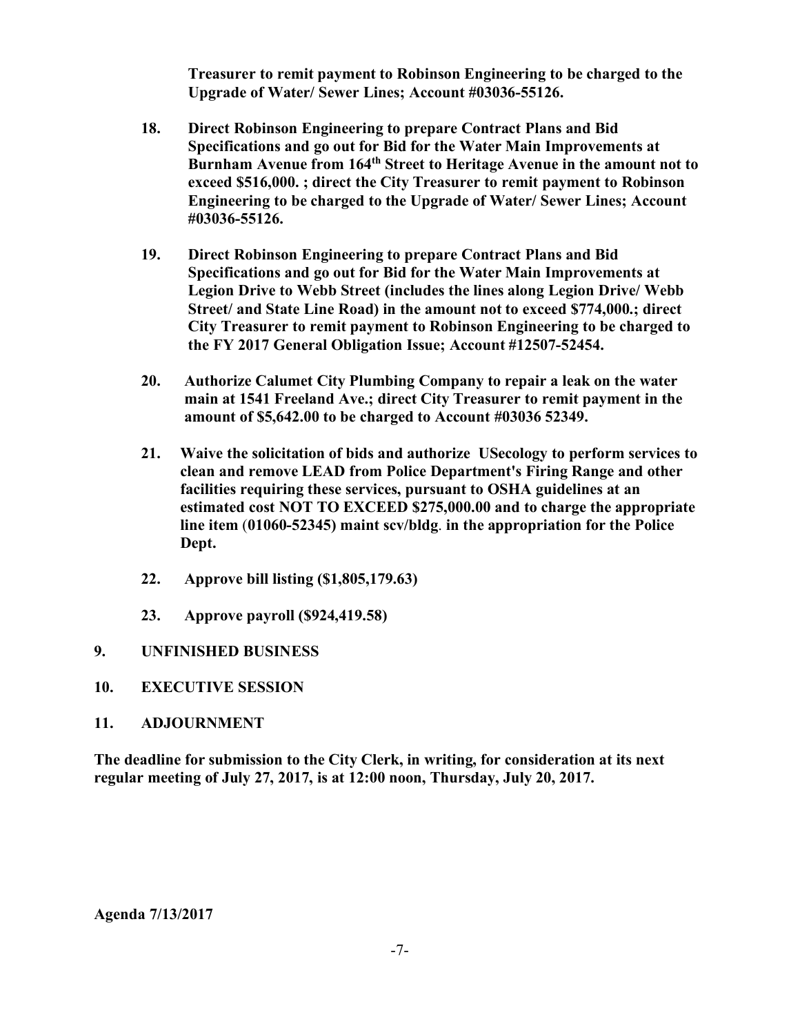**Treasurer to remit payment to Robinson Engineering to be charged to the Upgrade of Water/ Sewer Lines; Account #03036-55126.**

18. **Direct Robinson Engineering to prepare Contract Plans and Bid Specifications and go out for Bid for the Water Main Improvements at Burnham Avenue from 164th Street to Heritage Avenue in the amount not to exceed $516,000. ; direct the City Treasurer to remit payment to Robinson Engineering to be charged to the Upgrade of Water/ Sewer Lines; Account #03036-55126.**

19. **Direct Robinson Engineering to prepare Contract Plans and Bid Specifications and go out for Bid for the Water Main Improvements at Legion Drive to Webb Street (includes the lines along Legion Drive/ Webb Street/ and State Line Road) in the amount not to exceed $774,000.; direct City Treasurer to remit payment to Robinson Engineering to be charged to the FY 2017 General Obligation Issue; Account #12507-52454.**

20. **Authorize Calumet City Plumbing Company to repair a leak on the water main at 1541 Freeland Ave.; direct City Treasurer to remit payment in the amount of $5,642.00 to be charged to Account #03036 52349.**

21. **Waive the solicitation of bids and authorize USecology to perform services to clean and remove LEAD from Police Department's Firing Range and other facilities requiring these services, pursuant to OSHA guidelines at an estimated cost NOT TO EXCEED $275,000.00 and to charge the appropriate line item (01060-52345) maint scv/bldg. in the appropriation for the Police Dept.**

22. **Approve bill listing ($1,805,179.63)**

23. **Approve payroll ($924,419.58)**

**9. UNFINISHED BUSINESS**

**10. EXECUTIVE SESSION**

**11. ADJOURNMENT**

**The deadline for submission to the City Clerk, in writing, for consideration at its next regular meeting of July 27, 2017, is at 12:00 noon, Thursday, July 20, 2017.**

**Agenda 7/13/2017**